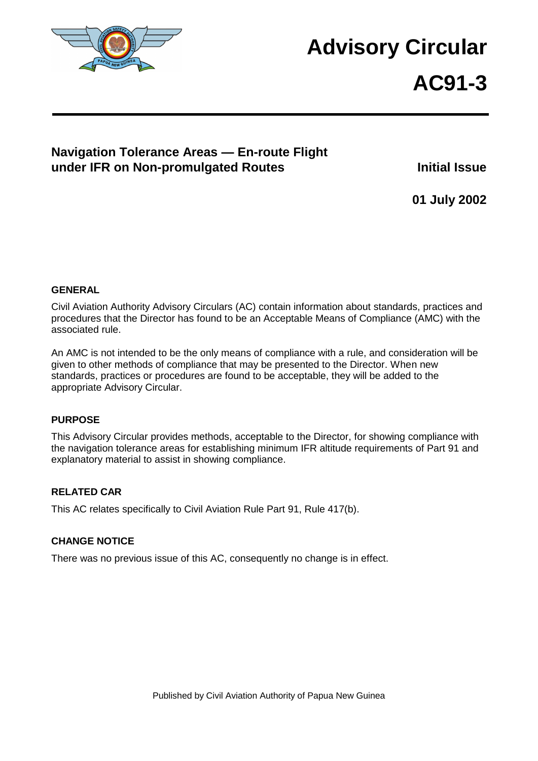# Advisory Circular

# AC91-3

## Navigation Tolerance Areas — En-route Flight under IFR on Non-promulgated Routes

**Initial Issue**

**01 July 2002**

### GENERAL

Civil Aviation Authority Advisory Circulars (AC) contain information about standards, practices and procedures that the Director has found to be an Acceptable Means of Compliance (AMC) with the associated rule.

An AMC is not intended to be the only means of compliance with a rule, and consideration will be given to other methods of compliance that may be presented to the Director. When new standards, practices or procedures are found to be acceptable, they will be added to the appropriate Advisory Circular.

### PURPOSE

This Advisory Circular provides methods, acceptable to the Director, for showing compliance with the navigation tolerance areas for establishing minimum IFR altitude requirements of Part 91 and explanatory material to assist in showing compliance.

### RELATED CAR

This AC relates specifically to Civil Aviation Rule Part 91, Rule 417(b).

### CHANGE NOTICE

There was no previous issue of this AC, consequently no change is in effect.

Published by Civil Aviation Authority of Papua New Guinea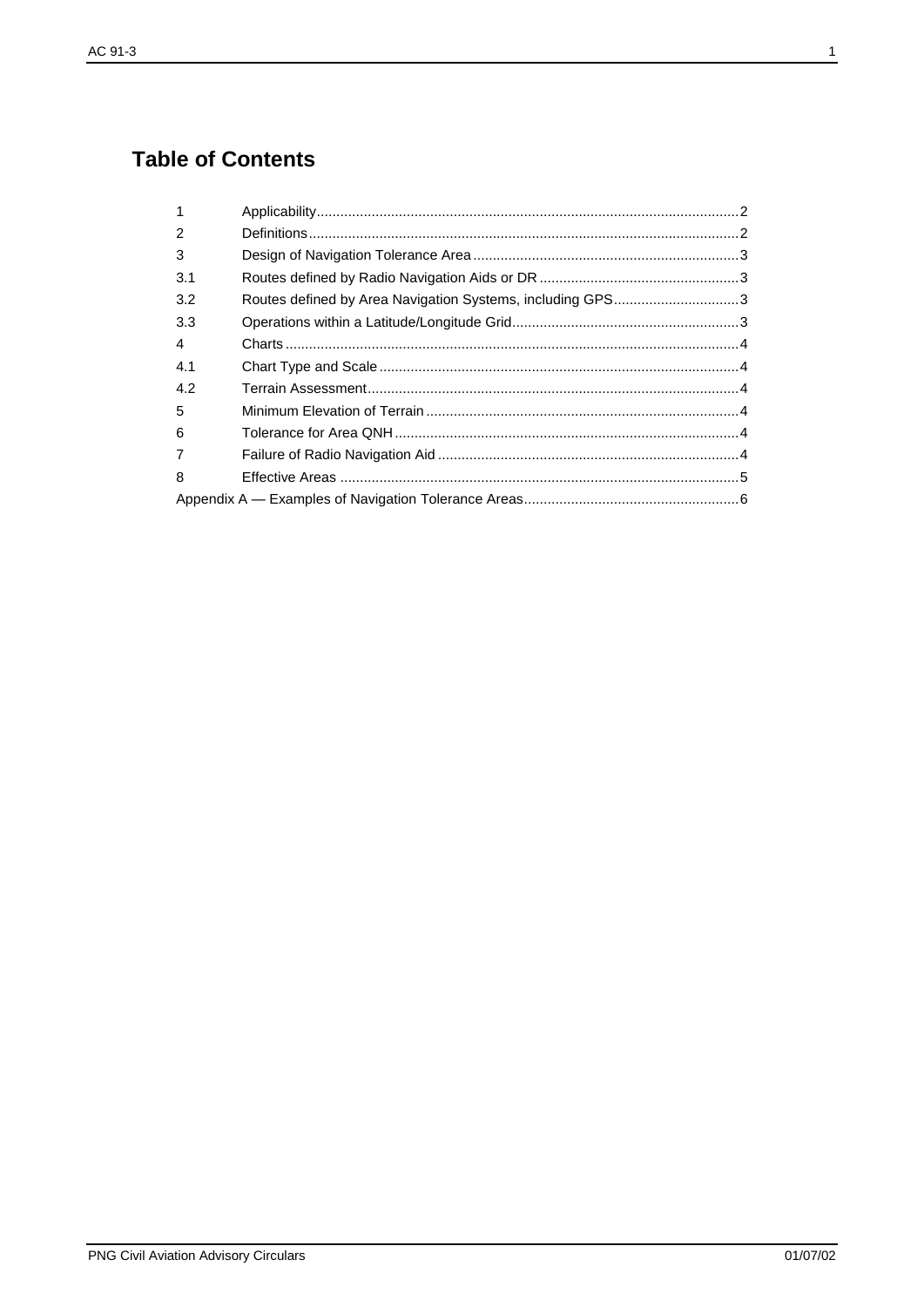# Table of Contents

| | | |
|---|---|---|
| 1 | Applicability | 2 |
| 2 | Definitions | 2 |
| 3 | Design of Navigation Tolerance Area | 3 |
| 3.1 | Routes defined by Radio Navigation Aids or DR | 3 |
| 3.2 | Routes defined by Area Navigation Systems, including GPS | 3 |
| 3.3 | Operations within a Latitude/Longitude Grid | 3 |
| 4 | Charts | 4 |
| 4.1 | Chart Type and Scale | 4 |
| 4.2 | Terrain Assessment | 4 |
| 5 | Minimum Elevation of Terrain | 4 |
| 6 | Tolerance for Area QNH | 4 |
| 7 | Failure of Radio Navigation Aid | 4 |
| 8 | Effective Areas | 5 |
| Appendix A — Examples of Navigation Tolerance Areas | | 6 |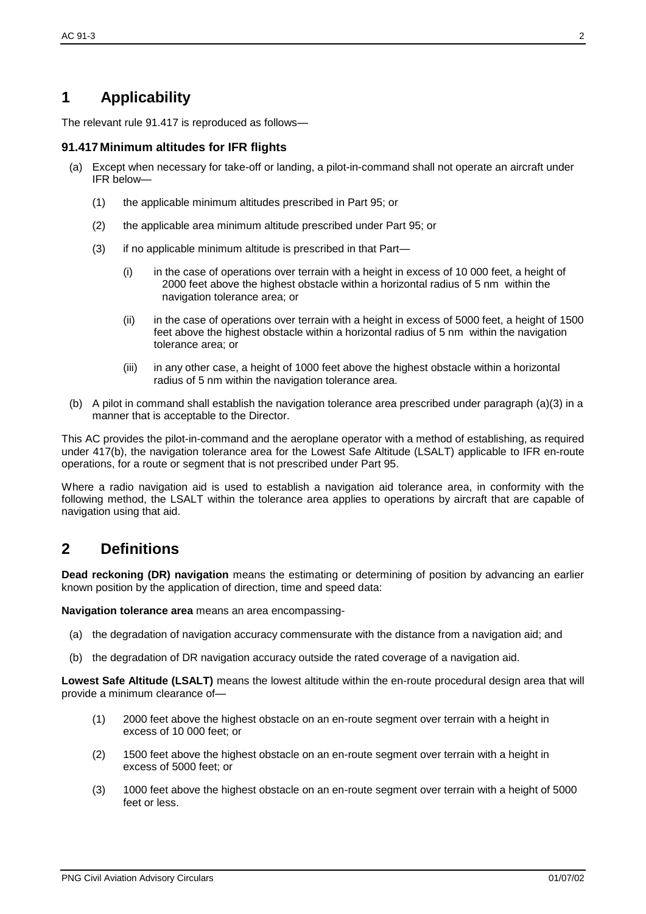# 1 Applicability

The relevant rule 91.417 is reproduced as follows—

### 91.417 Minimum altitudes for IFR flights

(a) Except when necessary for take-off or landing, a pilot-in-command shall not operate an aircraft under IFR below—

   (1) the applicable minimum altitudes prescribed in Part 95; or

   (2) the applicable area minimum altitude prescribed under Part 95; or

   (3) if no applicable minimum altitude is prescribed in that Part—

      (i) in the case of operations over terrain with a height in excess of 10 000 feet, a height of 2000 feet above the highest obstacle within a horizontal radius of 5 nm within the navigation tolerance area; or

      (ii) in the case of operations over terrain with a height in excess of 5000 feet, a height of 1500 feet above the highest obstacle within a horizontal radius of 5 nm within the navigation tolerance area; or

      (iii) in any other case, a height of 1000 feet above the highest obstacle within a horizontal radius of 5 nm within the navigation tolerance area.

(b) A pilot in command shall establish the navigation tolerance area prescribed under paragraph (a)(3) in a manner that is acceptable to the Director.

This AC provides the pilot-in-command and the aeroplane operator with a method of establishing, as required under 417(b), the navigation tolerance area for the Lowest Safe Altitude (LSALT) applicable to IFR en-route operations, for a route or segment that is not prescribed under Part 95.

Where a radio navigation aid is used to establish a navigation aid tolerance area, in conformity with the following method, the LSALT within the tolerance area applies to operations by aircraft that are capable of navigation using that aid.

# 2 Definitions

**Dead reckoning (DR) navigation** means the estimating or determining of position by advancing an earlier known position by the application of direction, time and speed data:

**Navigation tolerance area** means an area encompassing-

(a) the degradation of navigation accuracy commensurate with the distance from a navigation aid; and

(b) the degradation of DR navigation accuracy outside the rated coverage of a navigation aid.

**Lowest Safe Altitude (LSALT)** means the lowest altitude within the en-route procedural design area that will provide a minimum clearance of—

(1) 2000 feet above the highest obstacle on an en-route segment over terrain with a height in excess of 10 000 feet; or

(2) 1500 feet above the highest obstacle on an en-route segment over terrain with a height in excess of 5000 feet; or

(3) 1000 feet above the highest obstacle on an en-route segment over terrain with a height of 5000 feet or less.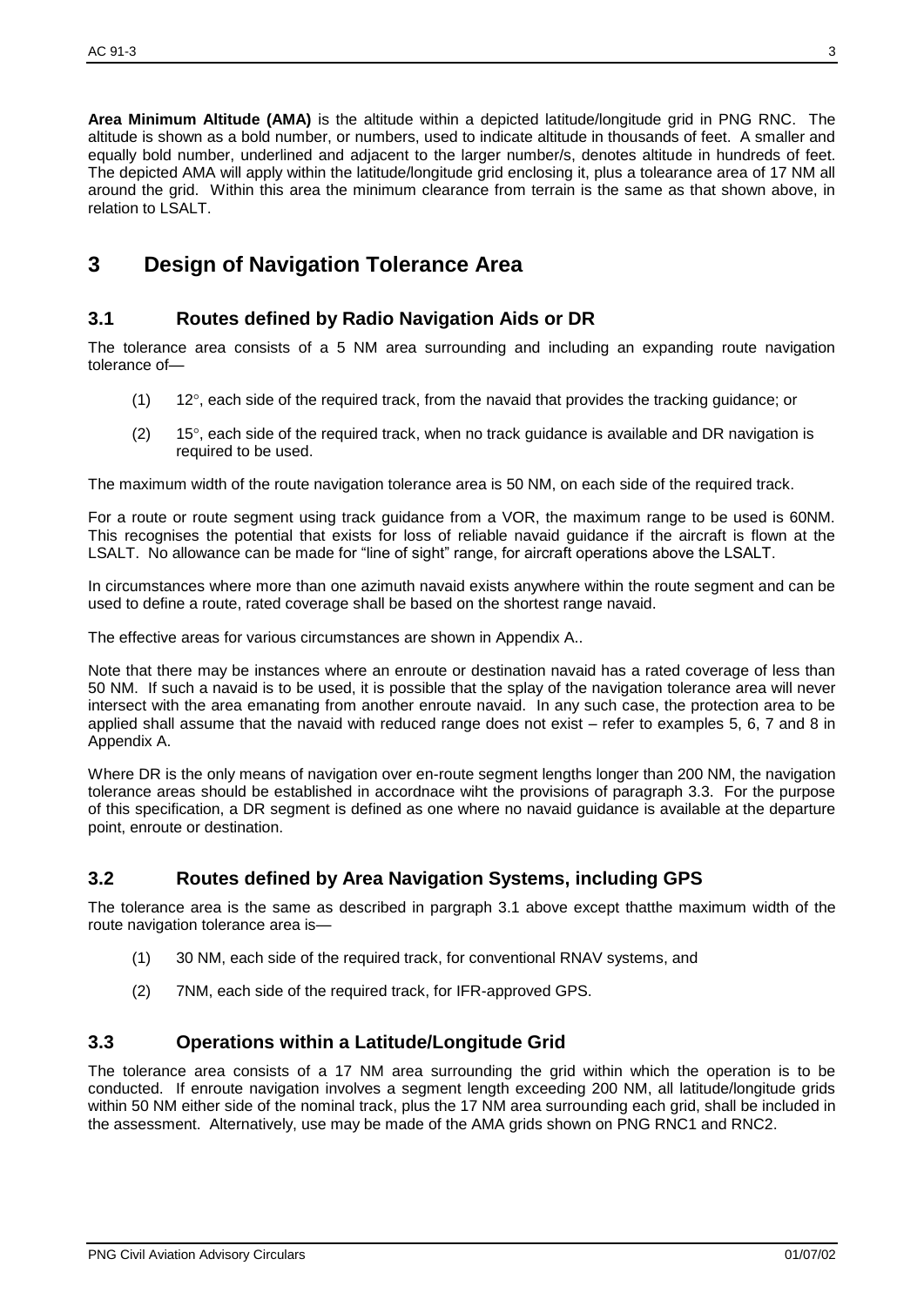**Area Minimum Altitude (AMA)** is the altitude within a depicted latitude/longitude grid in PNG RNC. The altitude is shown as a bold number, or numbers, used to indicate altitude in thousands of feet. A smaller and equally bold number, underlined and adjacent to the larger number/s, denotes altitude in hundreds of feet. The depicted AMA will apply within the latitude/longitude grid enclosing it, plus a tolearance area of 17 NM all around the grid. Within this area the minimum clearance from terrain is the same as that shown above, in relation to LSALT.

# 3 Design of Navigation Tolerance Area

## 3.1 Routes defined by Radio Navigation Aids or DR

The tolerance area consists of a 5 NM area surrounding and including an expanding route navigation tolerance of—

(1) 12°, each side of the required track, from the navaid that provides the tracking guidance; or

(2) 15°, each side of the required track, when no track guidance is available and DR navigation is required to be used.

The maximum width of the route navigation tolerance area is 50 NM, on each side of the required track.

For a route or route segment using track guidance from a VOR, the maximum range to be used is 60NM. This recognises the potential that exists for loss of reliable navaid guidance if the aircraft is flown at the LSALT. No allowance can be made for "line of sight" range, for aircraft operations above the LSALT.

In circumstances where more than one azimuth navaid exists anywhere within the route segment and can be used to define a route, rated coverage shall be based on the shortest range navaid.

The effective areas for various circumstances are shown in Appendix A..

Note that there may be instances where an enroute or destination navaid has a rated coverage of less than 50 NM. If such a navaid is to be used, it is possible that the splay of the navigation tolerance area will never intersect with the area emanating from another enroute navaid. In any such case, the protection area to be applied shall assume that the navaid with reduced range does not exist – refer to examples 5, 6, 7 and 8 in Appendix A.

Where DR is the only means of navigation over en-route segment lengths longer than 200 NM, the navigation tolerance areas should be established in accordnace wiht the provisions of paragraph 3.3. For the purpose of this specification, a DR segment is defined as one where no navaid guidance is available at the departure point, enroute or destination.

## 3.2 Routes defined by Area Navigation Systems, including GPS

The tolerance area is the same as described in pargraph 3.1 above except thatthe maximum width of the route navigation tolerance area is—

(1) 30 NM, each side of the required track, for conventional RNAV systems, and

(2) 7NM, each side of the required track, for IFR-approved GPS.

## 3.3 Operations within a Latitude/Longitude Grid

The tolerance area consists of a 17 NM area surrounding the grid within which the operation is to be conducted. If enroute navigation involves a segment length exceeding 200 NM, all latitude/longitude grids within 50 NM either side of the nominal track, plus the 17 NM area surrounding each grid, shall be included in the assessment. Alternatively, use may be made of the AMA grids shown on PNG RNC1 and RNC2.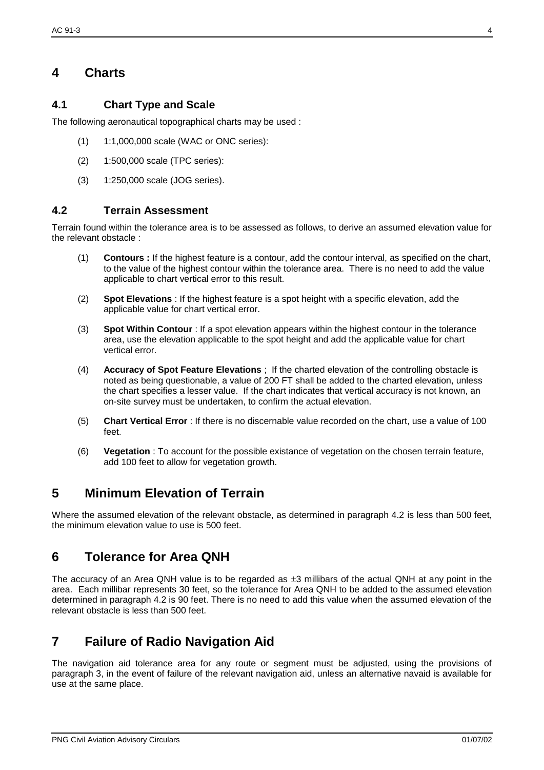# 4 Charts

## 4.1 Chart Type and Scale

The following aeronautical topographical charts may be used :

(1) 1:1,000,000 scale (WAC or ONC series):

(2) 1:500,000 scale (TPC series):

(3) 1:250,000 scale (JOG series).

## 4.2 Terrain Assessment

Terrain found within the tolerance area is to be assessed as follows, to derive an assumed elevation value for the relevant obstacle :

(1) **Contours :** If the highest feature is a contour, add the contour interval, as specified on the chart, to the value of the highest contour within the tolerance area. There is no need to add the value applicable to chart vertical error to this result.

(2) **Spot Elevations** : If the highest feature is a spot height with a specific elevation, add the applicable value for chart vertical error.

(3) **Spot Within Contour** : If a spot elevation appears within the highest contour in the tolerance area, use the elevation applicable to the spot height and add the applicable value for chart vertical error.

(4) **Accuracy of Spot Feature Elevations** ; If the charted elevation of the controlling obstacle is noted as being questionable, a value of 200 FT shall be added to the charted elevation, unless the chart specifies a lesser value. If the chart indicates that vertical accuracy is not known, an on-site survey must be undertaken, to confirm the actual elevation.

(5) **Chart Vertical Error** : If there is no discernable value recorded on the chart, use a value of 100 feet.

(6) **Vegetation** : To account for the possible existance of vegetation on the chosen terrain feature, add 100 feet to allow for vegetation growth.

# 5 Minimum Elevation of Terrain

Where the assumed elevation of the relevant obstacle, as determined in paragraph 4.2 is less than 500 feet, the minimum elevation value to use is 500 feet.

# 6 Tolerance for Area QNH

The accuracy of an Area QNH value is to be regarded as $\pm 3$ millibars of the actual QNH at any point in the area. Each millibar represents 30 feet, so the tolerance for Area QNH to be added to the assumed elevation determined in paragraph 4.2 is 90 feet. There is no need to add this value when the assumed elevation of the relevant obstacle is less than 500 feet.

# 7 Failure of Radio Navigation Aid

The navigation aid tolerance area for any route or segment must be adjusted, using the provisions of paragraph 3, in the event of failure of the relevant navigation aid, unless an alternative navaid is available for use at the same place.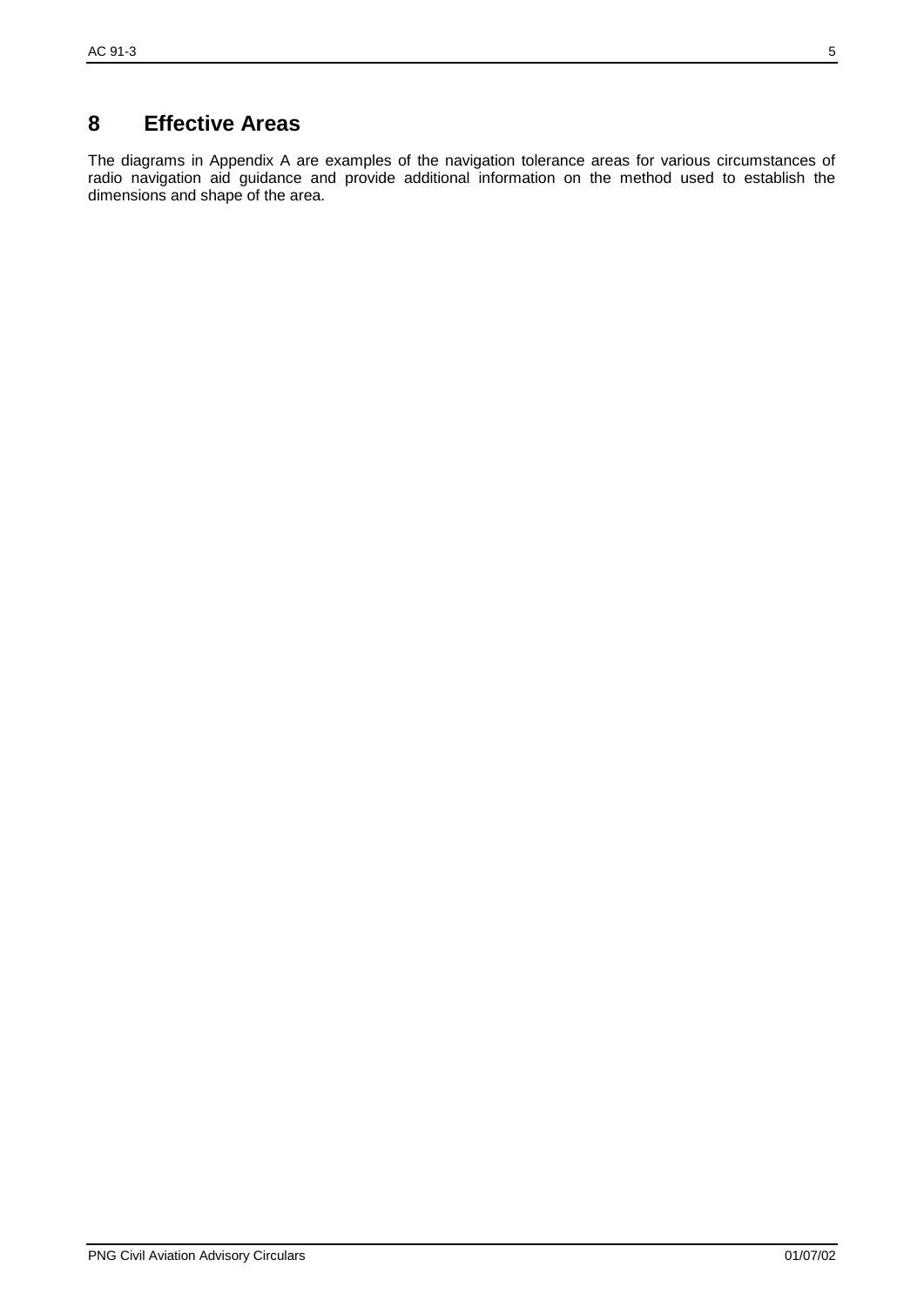# 8 Effective Areas

The diagrams in Appendix A are examples of the navigation tolerance areas for various circumstances of radio navigation aid guidance and provide additional information on the method used to establish the dimensions and shape of the area.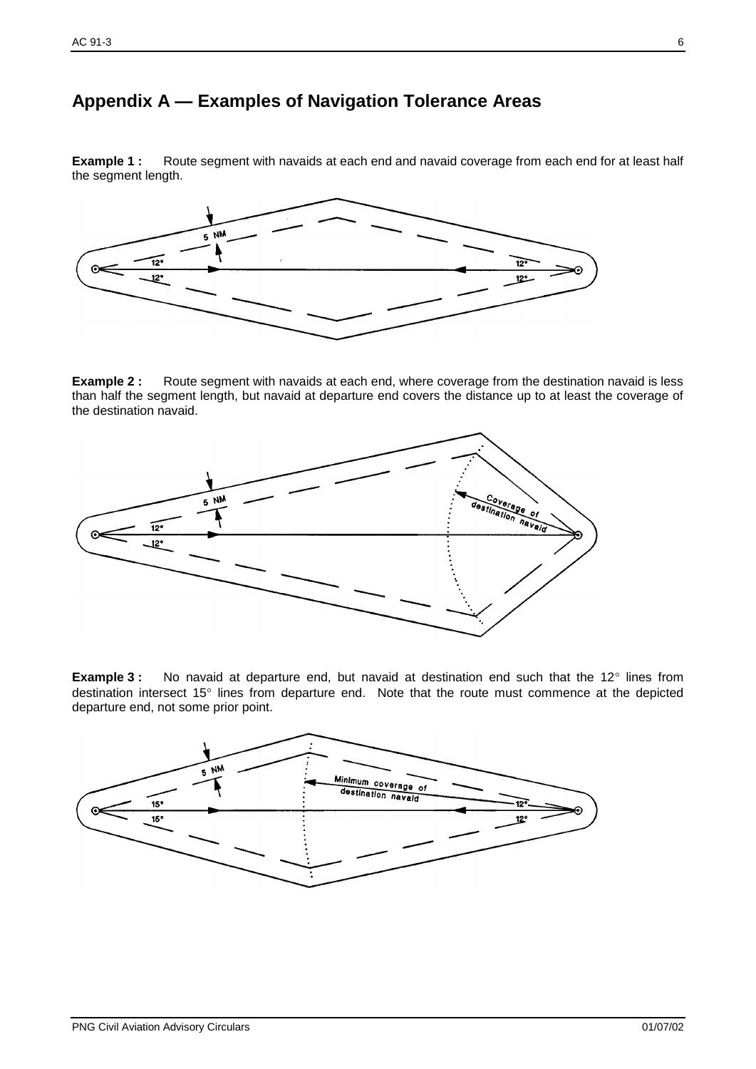## Appendix A — Examples of Navigation Tolerance Areas

**Example 1 :** Route segment with navaids at each end and navaid coverage from each end for at least half the segment length.

**Example 2 :** Route segment with navaids at each end, where coverage from the destination navaid is less than half the segment length, but navaid at departure end covers the distance up to at least the coverage of the destination navaid.

**Example 3 :** No navaid at departure end, but navaid at destination end such that the 12° lines from destination intersect 15° lines from departure end. Note that the route must commence at the depicted departure end, not some prior point.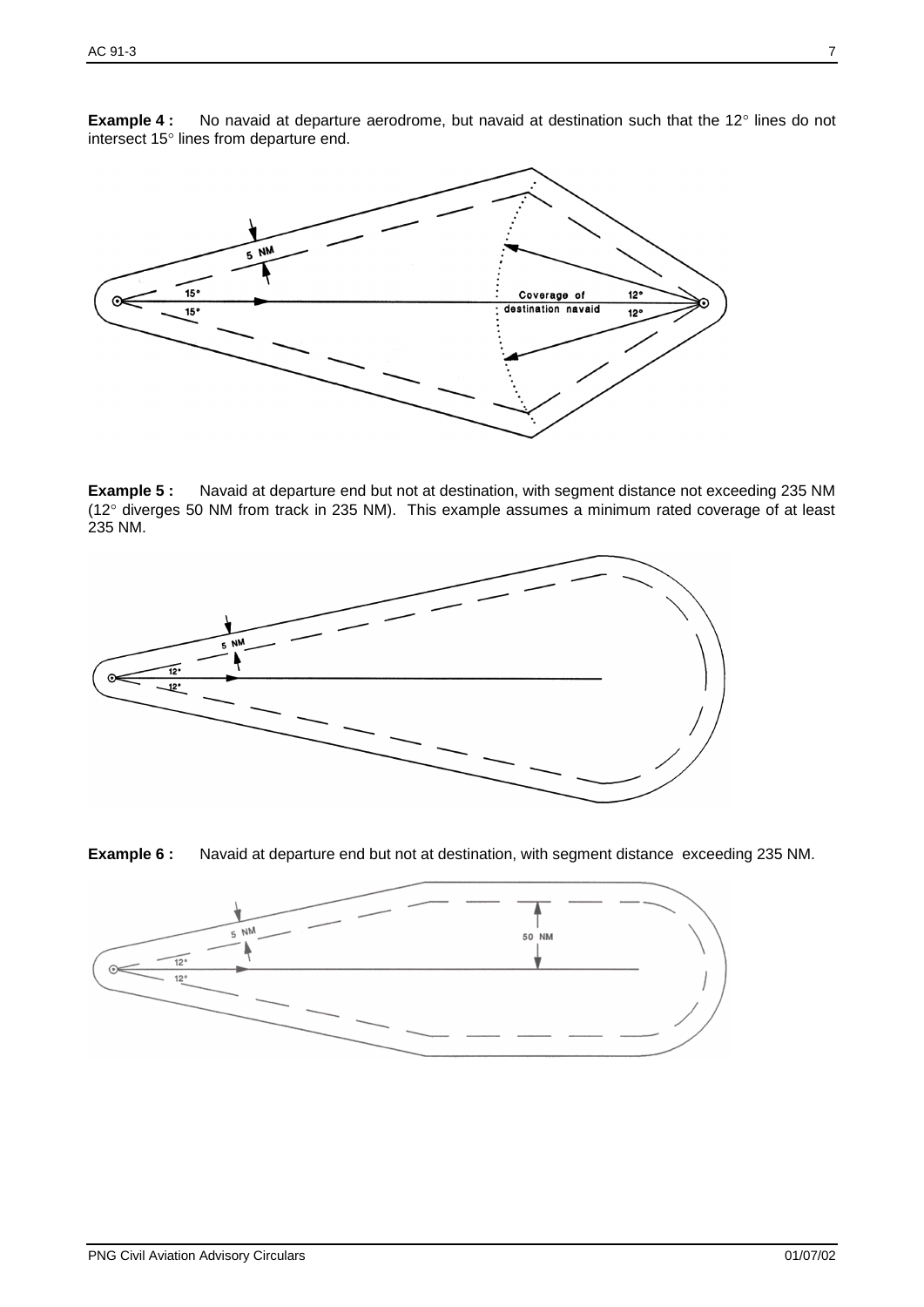**Example 4 :** No navaid at departure aerodrome, but navaid at destination such that the 12° lines do not intersect 15° lines from departure end.

**Example 5 :** Navaid at departure end but not at destination, with segment distance not exceeding 235 NM (12° diverges 50 NM from track in 235 NM). This example assumes a minimum rated coverage of at least 235 NM.

**Example 6 :** Navaid at departure end but not at destination, with segment distance exceeding 235 NM.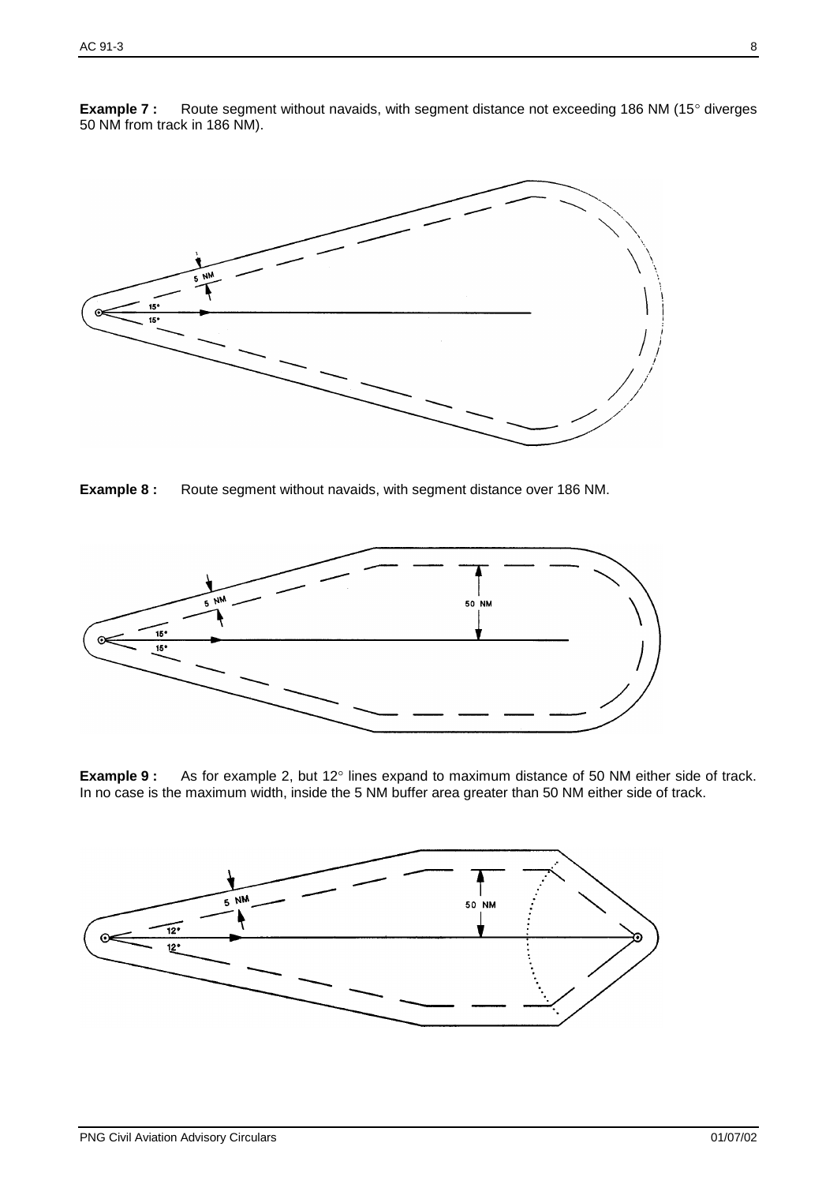**Example 7 :** Route segment without navaids, with segment distance not exceeding 186 NM (15° diverges 50 NM from track in 186 NM).

**Example 8 :** Route segment without navaids, with segment distance over 186 NM.

**Example 9 :** As for example 2, but 12° lines expand to maximum distance of 50 NM either side of track. In no case is the maximum width, inside the 5 NM buffer area greater than 50 NM either side of track.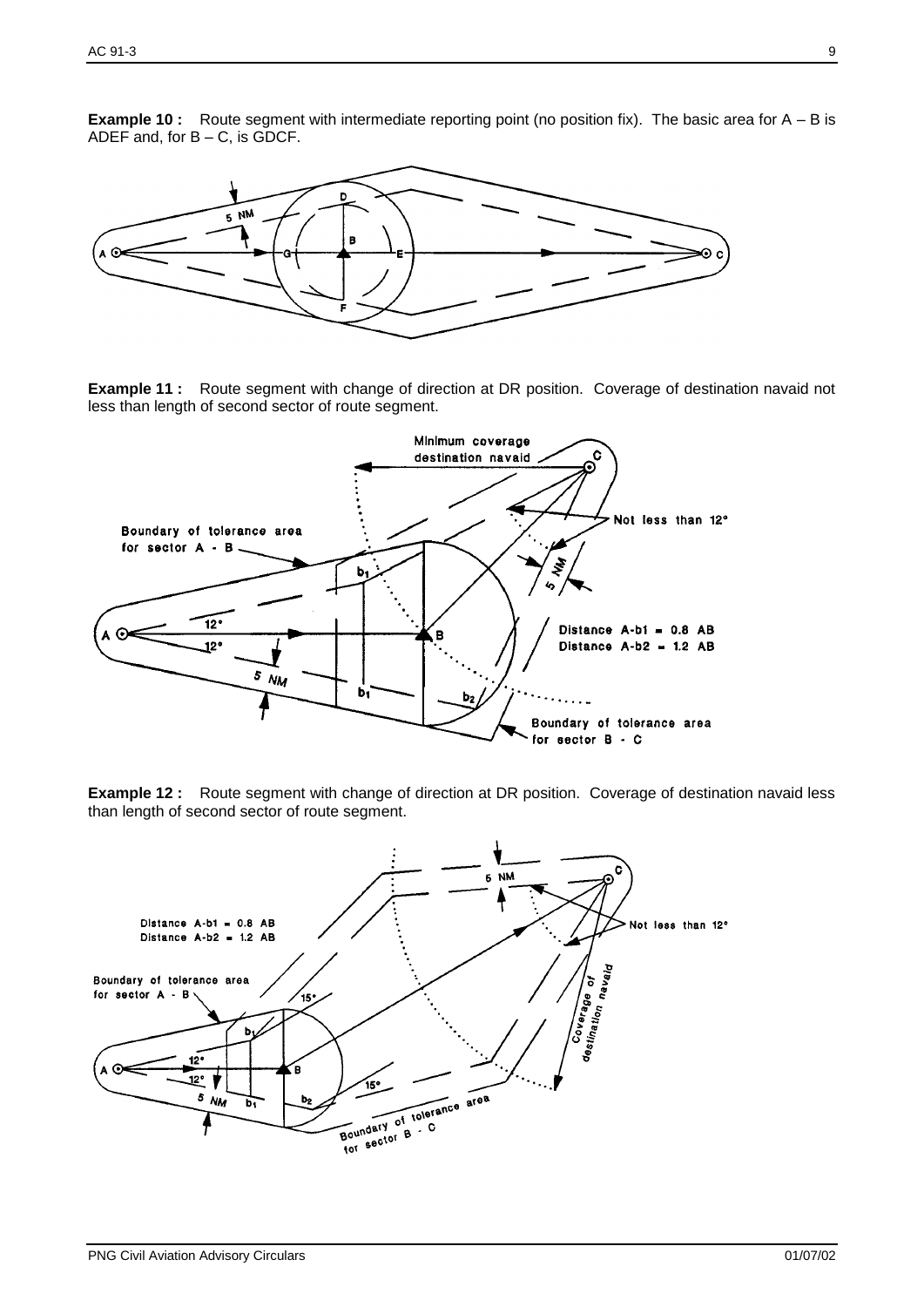**Example 10 :** Route segment with intermediate reporting point (no position fix). The basic area for A – B is ADEF and, for B – C, is GDCF.

**Example 11 :** Route segment with change of direction at DR position. Coverage of destination navaid not less than length of second sector of route segment.

**Example 12 :** Route segment with change of direction at DR position. Coverage of destination navaid less than length of second sector of route segment.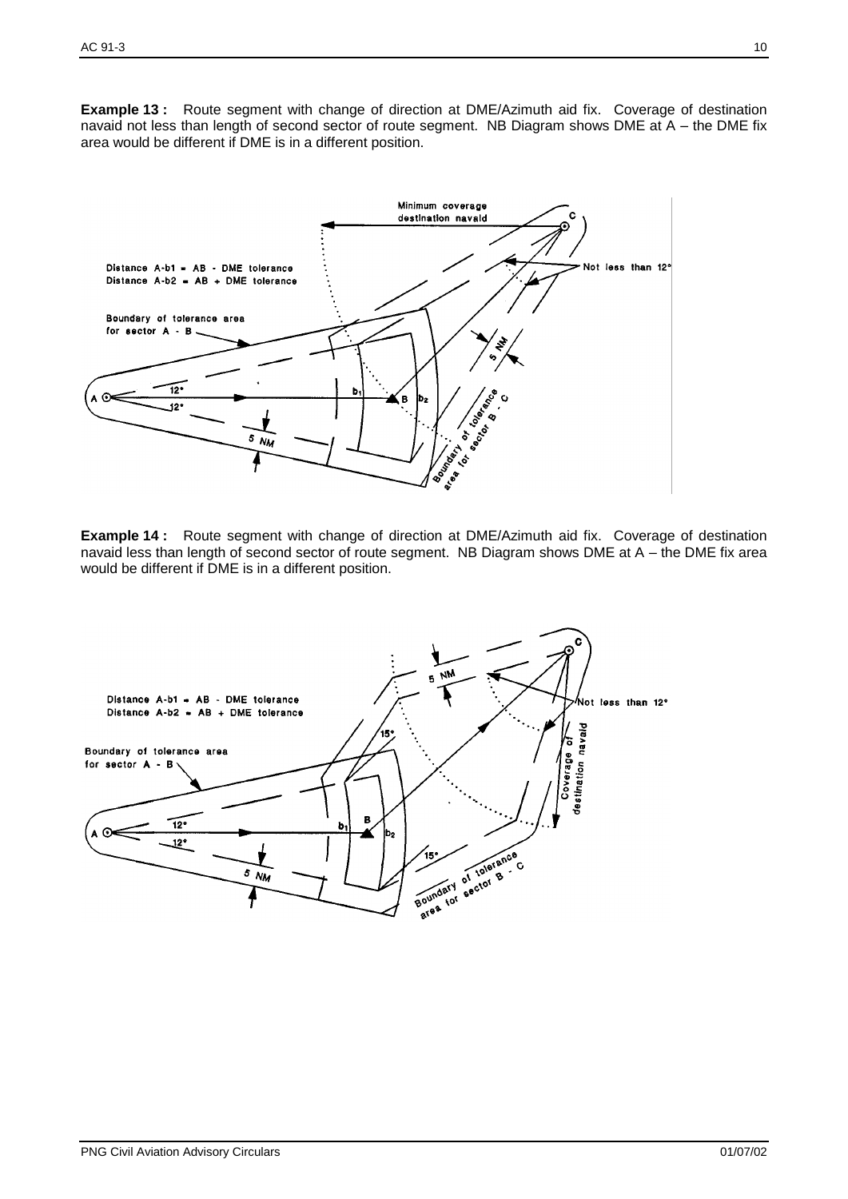**Example 13 :** Route segment with change of direction at DME/Azimuth aid fix. Coverage of destination navaid not less than length of second sector of route segment. NB Diagram shows DME at A – the DME fix area would be different if DME is in a different position.

Minimum coverage destination navaid

Distance A-b1 = AB - DME tolerance
Distance A-b2 = AB + DME tolerance

Boundary of tolerance area for sector A - B

Not less than 12°

5 NM

12°

12°

5 NM

Boundary of tolerance area for sector B - C

**Example 14 :** Route segment with change of direction at DME/Azimuth aid fix. Coverage of destination navaid less than length of second sector of route segment. NB Diagram shows DME at A – the DME fix area would be different if DME is in a different position.

5 NM

Distance A-b1 = AB - DME tolerance
Distance A-b2 = AB + DME tolerance

Not less than 12°

15°

Boundary of tolerance area for sector A - B

Coverage of destination navaid

12°

12°

5 NM

15°

Boundary of tolerance area for sector B - C